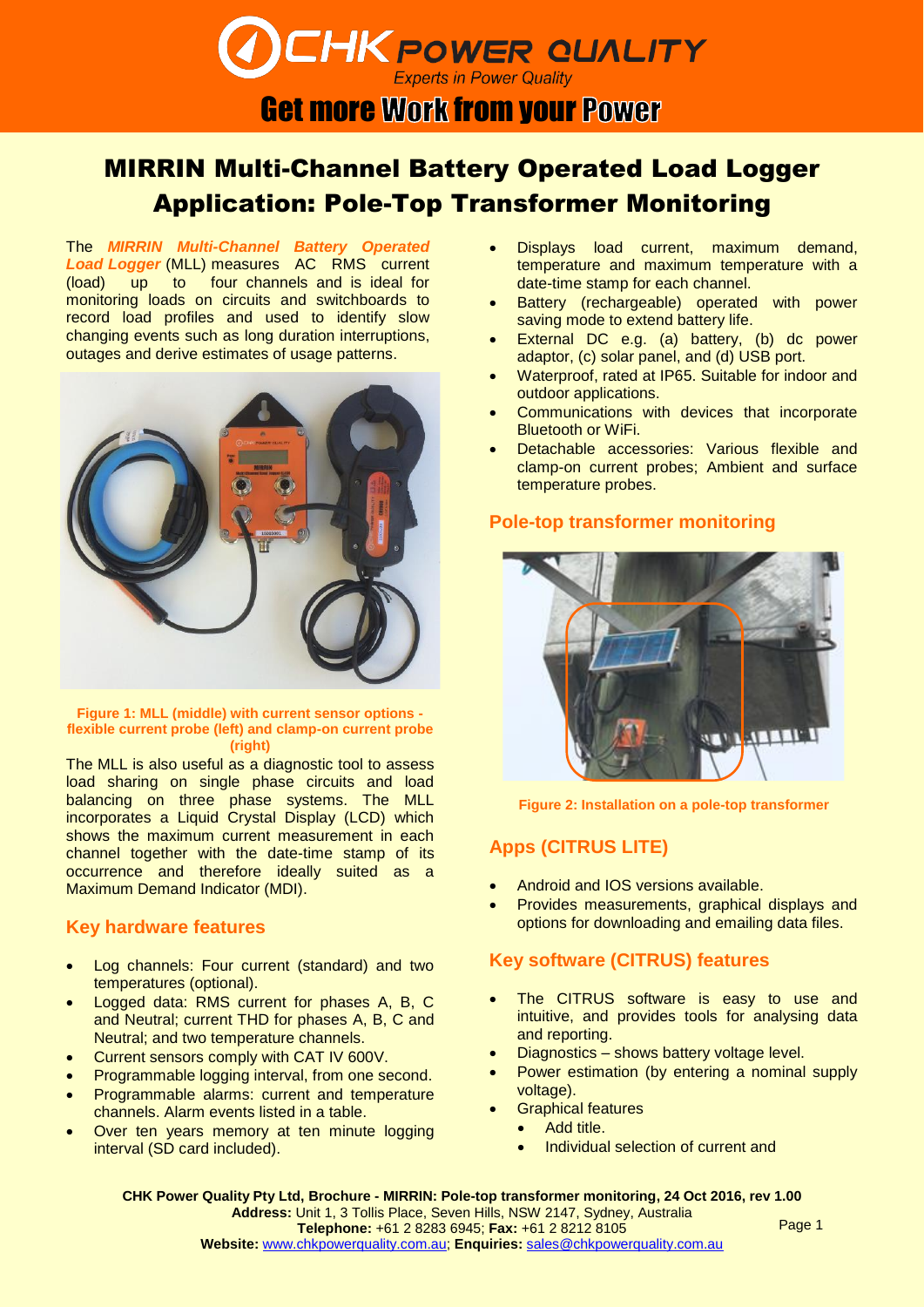CHK POWER QUALITY
*Experts in Power Quality*

**Get more Work from your Power**

# MIRRIN Multi-Channel Battery Operated Load Logger
# Application: Pole-Top Transformer Monitoring

The ***MIRRIN Multi-Channel Battery Operated Load Logger*** (MLL) measures AC RMS current (load) up to four channels and is ideal for monitoring loads on circuits and switchboards to record load profiles and used to identify slow changing events such as long duration interruptions, outages and derive estimates of usage patterns.

**Figure 1: MLL (middle) with current sensor options - flexible current probe (left) and clamp-on current probe (right)**

The MLL is also useful as a diagnostic tool to assess load sharing on single phase circuits and load balancing on three phase systems. The MLL incorporates a Liquid Crystal Display (LCD) which shows the maximum current measurement in each channel together with the date-time stamp of its occurrence and therefore ideally suited as a Maximum Demand Indicator (MDI).

## Key hardware features

- Log channels: Four current (standard) and two temperatures (optional).
- Logged data: RMS current for phases A, B, C and Neutral; current THD for phases A, B, C and Neutral; and two temperature channels.
- Current sensors comply with CAT IV 600V.
- Programmable logging interval, from one second.
- Programmable alarms: current and temperature channels. Alarm events listed in a table.
- Over ten years memory at ten minute logging interval (SD card included).
- Displays load current, maximum demand, temperature and maximum temperature with a date-time stamp for each channel.
- Battery (rechargeable) operated with power saving mode to extend battery life.
- External DC e.g. (a) battery, (b) dc power adaptor, (c) solar panel, and (d) USB port.
- Waterproof, rated at IP65. Suitable for indoor and outdoor applications.
- Communications with devices that incorporate Bluetooth or WiFi.
- Detachable accessories: Various flexible and clamp-on current probes; Ambient and surface temperature probes.

## Pole-top transformer monitoring

**Figure 2: Installation on a pole-top transformer**

## Apps (CITRUS LITE)

- Android and IOS versions available.
- Provides measurements, graphical displays and options for downloading and emailing data files.

## Key software (CITRUS) features

- The CITRUS software is easy to use and intuitive, and provides tools for analysing data and reporting.
- Diagnostics – shows battery voltage level.
- Power estimation (by entering a nominal supply voltage).
- Graphical features
  - Add title.
  - Individual selection of current and

**CHK Power Quality Pty Ltd, Brochure - MIRRIN: Pole-top transformer monitoring, 24 Oct 2016, rev 1.00**
**Address:** Unit 1, 3 Tollis Place, Seven Hills, NSW 2147, Sydney, Australia
**Telephone:** +61 2 8283 6945; **Fax:** +61 2 8212 8105
**Website:** www.chkpowerquality.com.au; **Enquiries:** sales@chkpowerquality.com.au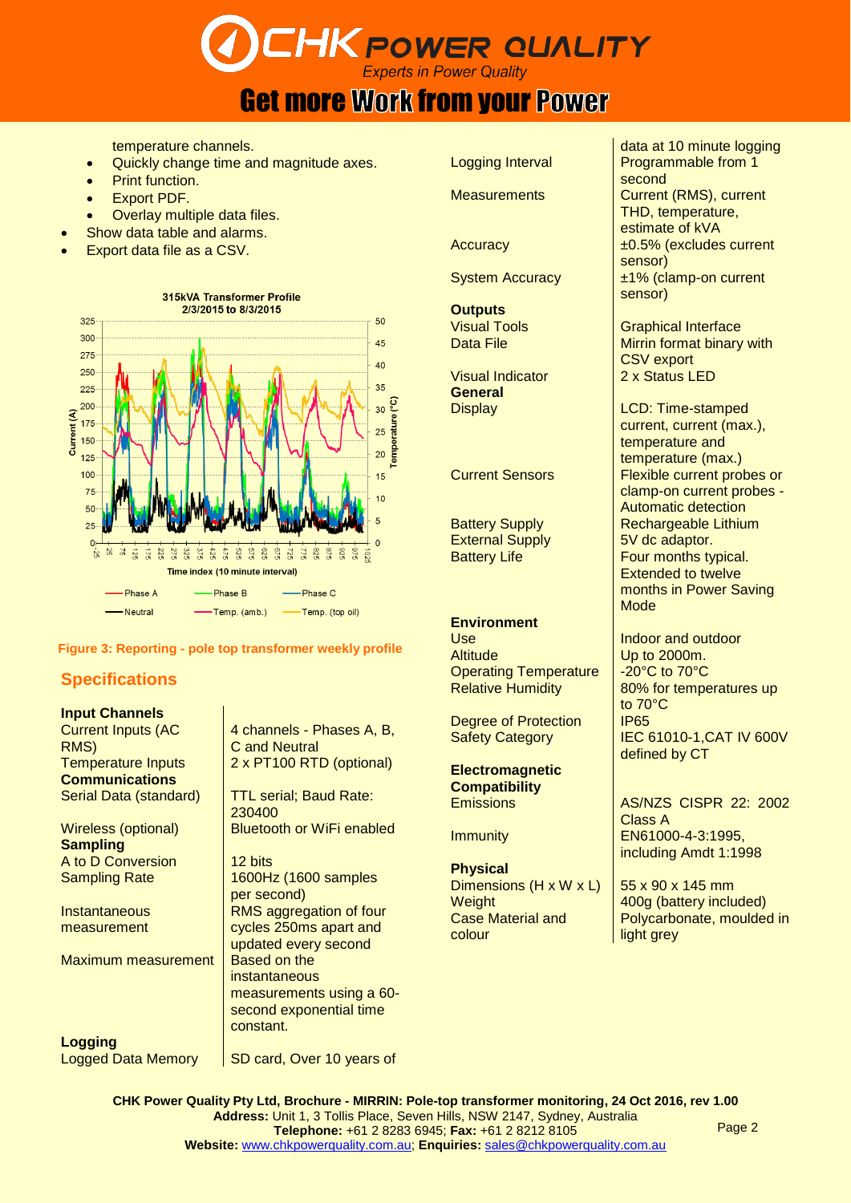temperature channels.

- Quickly change time and magnitude axes.
- Print function.
- Export PDF.
- Overlay multiple data files.

- Show data table and alarms.
- Export data file as a CSV.

315kVA Transformer Profile
2/3/2015 to 8/3/2015

Current (A)
Temperature (°C)
Time index (10 minute interval)
Phase A
Phase B
Phase C
Neutral
Temp. (amb.)
Temp. (top oil)

**Figure 3: Reporting - pole top transformer weekly profile**

## Specifications

| | |
|---|---|
| **Input Channels** | |
| Current Inputs (AC RMS) | 4 channels - Phases A, B, C and Neutral |
| Temperature Inputs | 2 x PT100 RTD (optional) |
| **Communications** | |
| Serial Data (standard) | TTL serial; Baud Rate: 230400 |
| Wireless (optional) | Bluetooth or WiFi enabled |
| **Sampling** | |
| A to D Conversion | 12 bits |
| Sampling Rate | 1600Hz (1600 samples per second) |
| Instantaneous measurement | RMS aggregation of four cycles 250ms apart and updated every second |
| Maximum measurement | Based on the instantaneous measurements using a 60-second exponential time constant. |
| **Logging** | |
| Logged Data Memory | SD card, Over 10 years of data at 10 minute logging |
| Logging Interval | Programmable from 1 second |
| Measurements | Current (RMS), current THD, temperature, estimate of kVA |
| Accuracy | ±0.5% (excludes current sensor) |
| System Accuracy | ±1% (clamp-on current sensor) |
| **Outputs** | |
| Visual Tools | Graphical Interface |
| Data File | Mirrin format binary with CSV export |
| Visual Indicator | 2 x Status LED |
| **General** | |
| Display | LCD: Time-stamped current, current (max.), temperature and temperature (max.) |
| Current Sensors | Flexible current probes or clamp-on current probes - Automatic detection |
| Battery Supply | Rechargeable Lithium |
| External Supply | 5V dc adaptor. |
| Battery Life | Four months typical. Extended to twelve months in Power Saving Mode |
| **Environment** | |
| Use | Indoor and outdoor |
| Altitude | Up to 2000m. |
| Operating Temperature | -20°C to 70°C |
| Relative Humidity | 80% for temperatures up to 70°C |
| Degree of Protection | IP65 |
| Safety Category | IEC 61010-1,CAT IV 600V defined by CT |
| **Electromagnetic Compatibility** | |
| Emissions | AS/NZS CISPR 22: 2002 Class A |
| Immunity | EN61000-4-3:1995, including Amdt 1:1998 |
| **Physical** | |
| Dimensions (H x W x L) | 55 x 90 x 145 mm |
| Weight | 400g (battery included) |
| Case Material and colour | Polycarbonate, moulded in light grey |